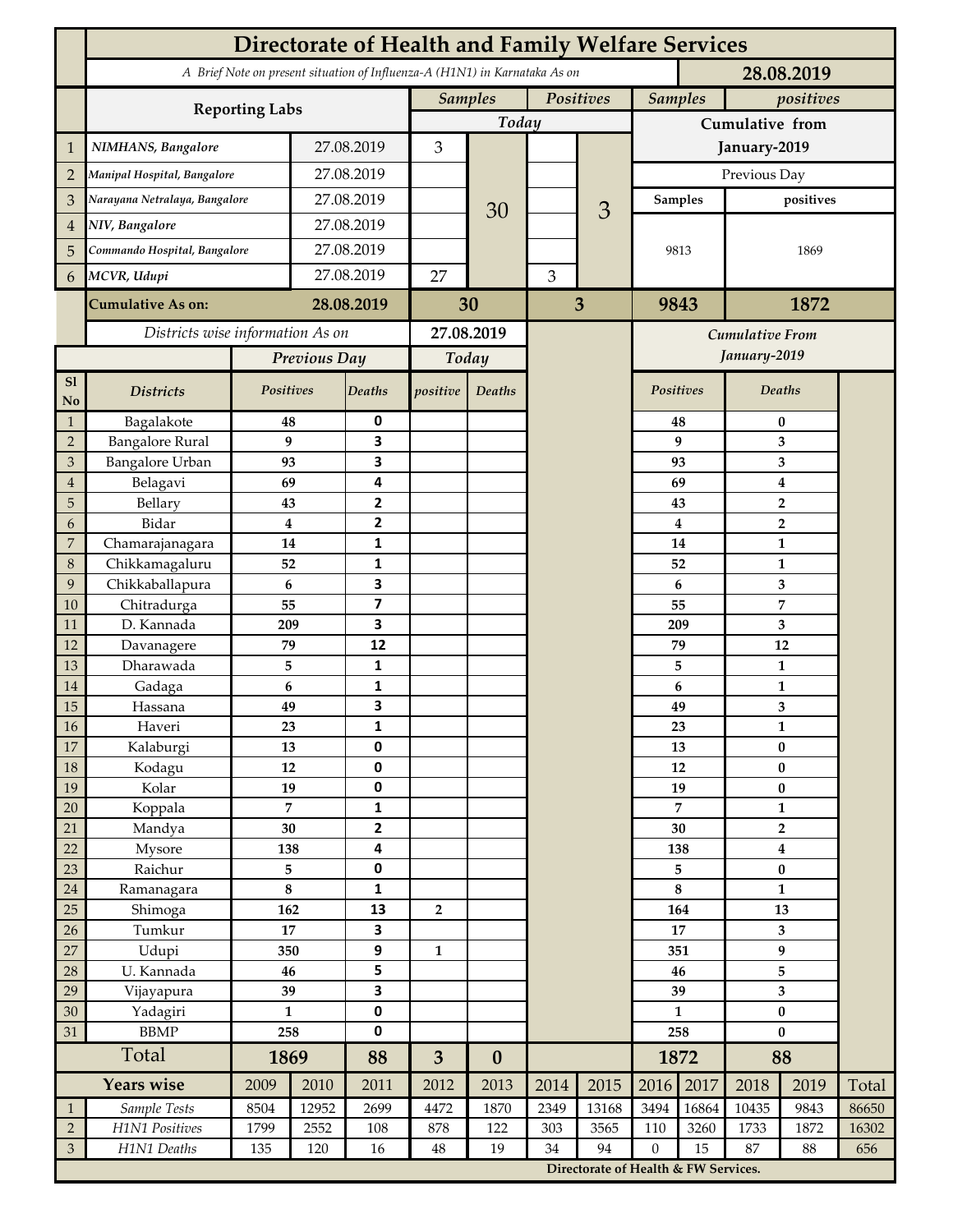# Directorate of Health and Family Welfare Services

*A Brief Note on present situation of Influenza-A (H1N1) in Karnataka As on* **28.08.2019**

| | Reporting Labs | | Samples Today | | Positives Today | | Samples (Cumulative from January-2019, Previous Day) | positives (Cumulative from January-2019, Previous Day) |
|---|---|---|---|---|---|---|---|---|
| 1 | *NIMHANS, Bangalore* | 27.08.2019 | 3 | 30 | | 3 | 9813 | 1869 |
| 2 | *Manipal Hospital, Bangalore* | 27.08.2019 | | | | | | |
| 3 | *Narayana Netralaya, Bangalore* | 27.08.2019 | | | | | | |
| 4 | *NIV, Bangalore* | 27.08.2019 | | | | | | |
| 5 | *Commando Hospital, Bangalore* | 27.08.2019 | | | | | | |
| 6 | *MCVR, Udupi* | 27.08.2019 | 27 | | 3 | | | |
| | **Cumulative As on:** | **28.08.2019** | **30** | | **3** | | **9843** | **1872** |

*Districts wise information As on* **27.08.2019**

| Sl No | Districts | Previous Day Positives | Previous Day Deaths | Today positive | Today Deaths | Cumulative From January-2019 Positives | Cumulative From January-2019 Deaths |
|---|---|---|---|---|---|---|---|
| 1 | Bagalakote | 48 | 0 | | | 48 | 0 |
| 2 | Bangalore Rural | 9 | 3 | | | 9 | 3 |
| 3 | Bangalore Urban | 93 | 3 | | | 93 | 3 |
| 4 | Belagavi | 69 | 4 | | | 69 | 4 |
| 5 | Bellary | 43 | 2 | | | 43 | 2 |
| 6 | Bidar | 4 | 2 | | | 4 | 2 |
| 7 | Chamarajanagara | 14 | 1 | | | 14 | 1 |
| 8 | Chikkamagaluru | 52 | 1 | | | 52 | 1 |
| 9 | Chikkaballapura | 6 | 3 | | | 6 | 3 |
| 10 | Chitradurga | 55 | 7 | | | 55 | 7 |
| 11 | D. Kannada | 209 | 3 | | | 209 | 3 |
| 12 | Davanagere | 79 | 12 | | | 79 | 12 |
| 13 | Dharawada | 5 | 1 | | | 5 | 1 |
| 14 | Gadaga | 6 | 1 | | | 6 | 1 |
| 15 | Hassana | 49 | 3 | | | 49 | 3 |
| 16 | Haveri | 23 | 1 | | | 23 | 1 |
| 17 | Kalaburgi | 13 | 0 | | | 13 | 0 |
| 18 | Kodagu | 12 | 0 | | | 12 | 0 |
| 19 | Kolar | 19 | 0 | | | 19 | 0 |
| 20 | Koppala | 7 | 1 | | | 7 | 1 |
| 21 | Mandya | 30 | 2 | | | 30 | 2 |
| 22 | Mysore | 138 | 4 | | | 138 | 4 |
| 23 | Raichur | 5 | 0 | | | 5 | 0 |
| 24 | Ramanagara | 8 | 1 | | | 8 | 1 |
| 25 | Shimoga | 162 | 13 | 2 | | 164 | 13 |
| 26 | Tumkur | 17 | 3 | | | 17 | 3 |
| 27 | Udupi | 350 | 9 | 1 | | 351 | 9 |
| 28 | U. Kannada | 46 | 5 | | | 46 | 5 |
| 29 | Vijayapura | 39 | 3 | | | 39 | 3 |
| 30 | Yadagiri | 1 | 0 | | | 1 | 0 |
| 31 | BBMP | 258 | 0 | | | 258 | 0 |
| | **Total** | **1869** | **88** | **3** | **0** | **1872** | **88** |

| | Years wise | 2009 | 2010 | 2011 | 2012 | 2013 | 2014 | 2015 | 2016 | 2017 | 2018 | 2019 | Total |
|---|---|---|---|---|---|---|---|---|---|---|---|---|---|
| 1 | *Sample Tests* | 8504 | 12952 | 2699 | 4472 | 1870 | 2349 | 13168 | 3494 | 16864 | 10435 | 9843 | 86650 |
| 2 | *H1N1 Positives* | 1799 | 2552 | 108 | 878 | 122 | 303 | 3565 | 110 | 3260 | 1733 | 1872 | 16302 |
| 3 | *H1N1 Deaths* | 135 | 120 | 16 | 48 | 19 | 34 | 94 | 0 | 15 | 87 | 88 | 656 |

**Directorate of Health & FW Services.**